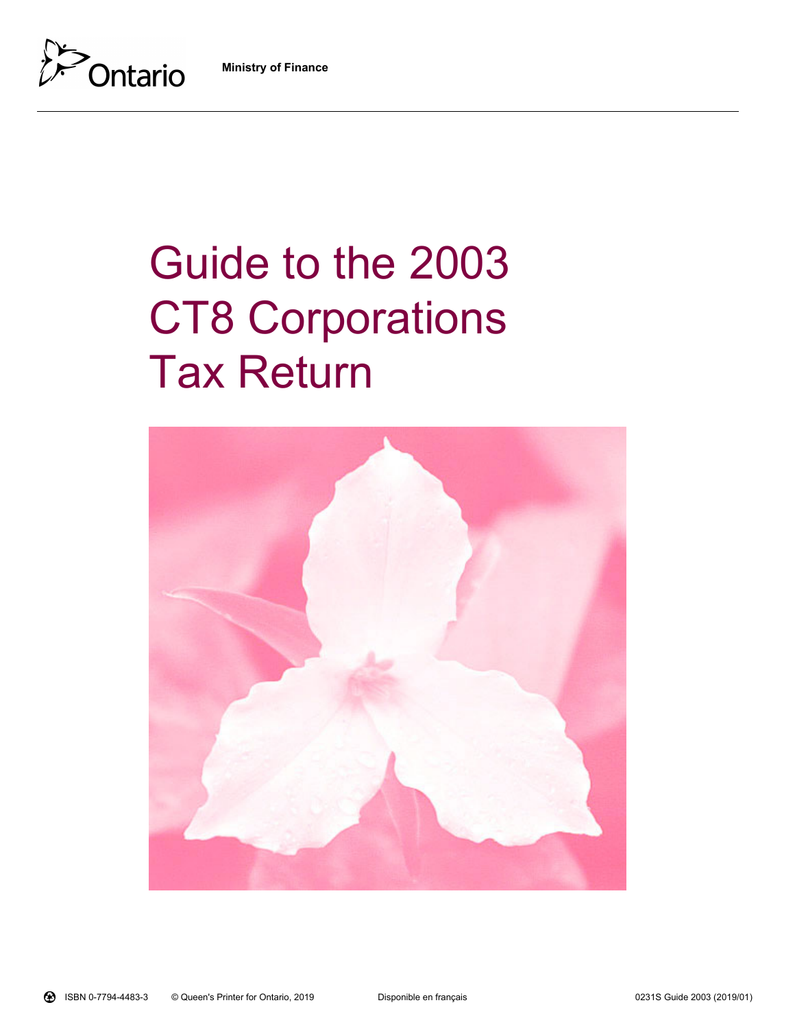Ontario

**Ministry of Finance**

# Guide to the 2003 CT8 Corporations Tax Return

ISBN 0-7794-4483-3 © Queen's Printer for Ontario, 2019 Disponible en français 0231S Guide 2003 (2019/01)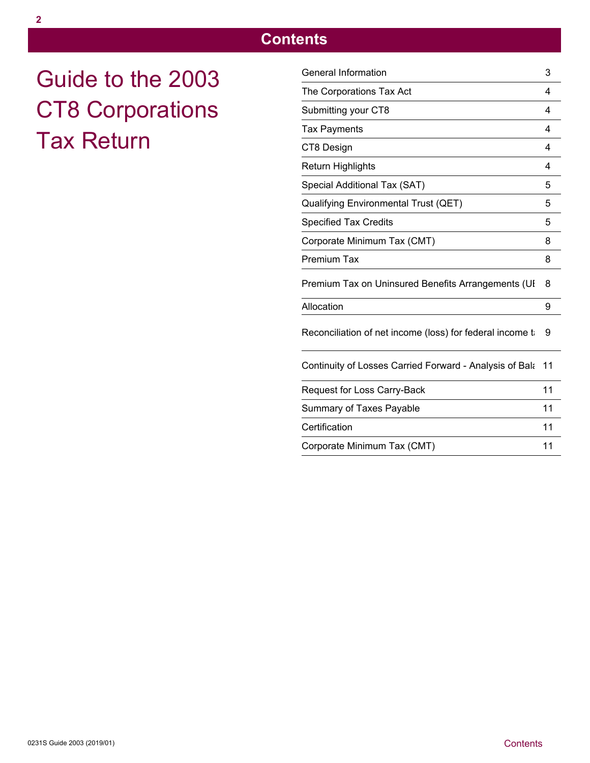# Contents

## Guide to the 2003 CT8 Corporations Tax Return

| | |
|---|---|
| General Information | 3 |
| The Corporations Tax Act | 4 |
| Submitting your CT8 | 4 |
| Tax Payments | 4 |
| CT8 Design | 4 |
| Return Highlights | 4 |
| Special Additional Tax (SAT) | 5 |
| Qualifying Environmental Trust (QET) | 5 |
| Specified Tax Credits | 5 |
| Corporate Minimum Tax (CMT) | 8 |
| Premium Tax | 8 |
| Premium Tax on Uninsured Benefits Arrangements (UI | 8 |
| Allocation | 9 |
| Reconciliation of net income (loss) for federal income ta | 9 |
| Continuity of Losses Carried Forward - Analysis of Bala | 11 |
| Request for Loss Carry-Back | 11 |
| Summary of Taxes Payable | 11 |
| Certification | 11 |
| Corporate Minimum Tax (CMT) | 11 |

0231S Guide 2003 (2019/01)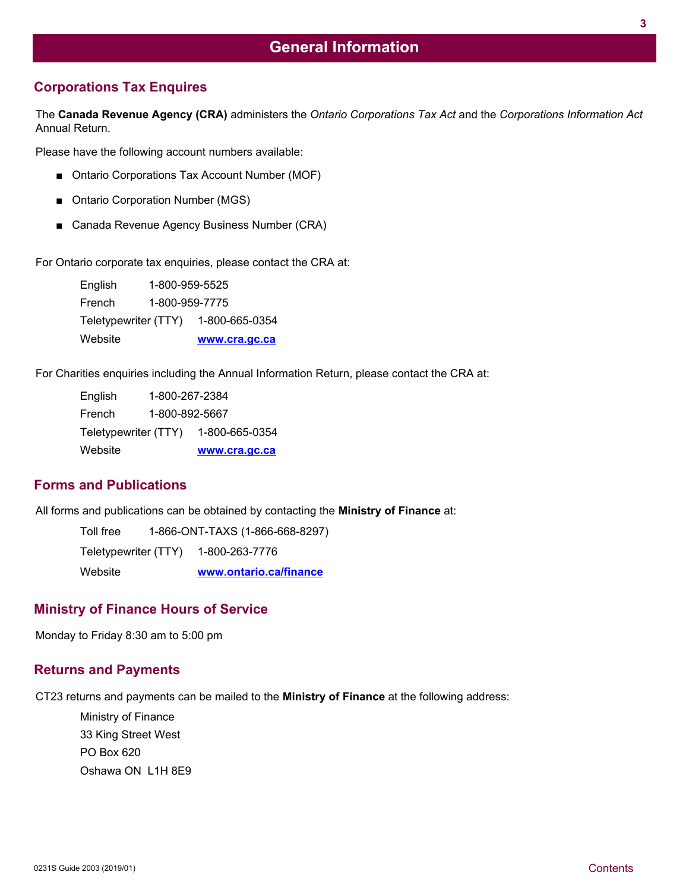# General Information

## Corporations Tax Enquires

The **Canada Revenue Agency (CRA)** administers the *Ontario Corporations Tax Act* and the *Corporations Information Act* Annual Return.

Please have the following account numbers available:

- Ontario Corporations Tax Account Number (MOF)
- Ontario Corporation Number (MGS)
- Canada Revenue Agency Business Number (CRA)

For Ontario corporate tax enquiries, please contact the CRA at:

English 1-800-959-5525
French 1-800-959-7775
Teletypewriter (TTY) 1-800-665-0354
Website **www.cra.gc.ca**

For Charities enquiries including the Annual Information Return, please contact the CRA at:

English 1-800-267-2384
French 1-800-892-5667
Teletypewriter (TTY) 1-800-665-0354
Website **www.cra.gc.ca**

## Forms and Publications

All forms and publications can be obtained by contacting the **Ministry of Finance** at:

Toll free 1-866-ONT-TAXS (1-866-668-8297)
Teletypewriter (TTY) 1-800-263-7776
Website **www.ontario.ca/finance**

## Ministry of Finance Hours of Service

Monday to Friday 8:30 am to 5:00 pm

## Returns and Payments

CT23 returns and payments can be mailed to the **Ministry of Finance** at the following address:

Ministry of Finance
33 King Street West
PO Box 620
Oshawa ON L1H 8E9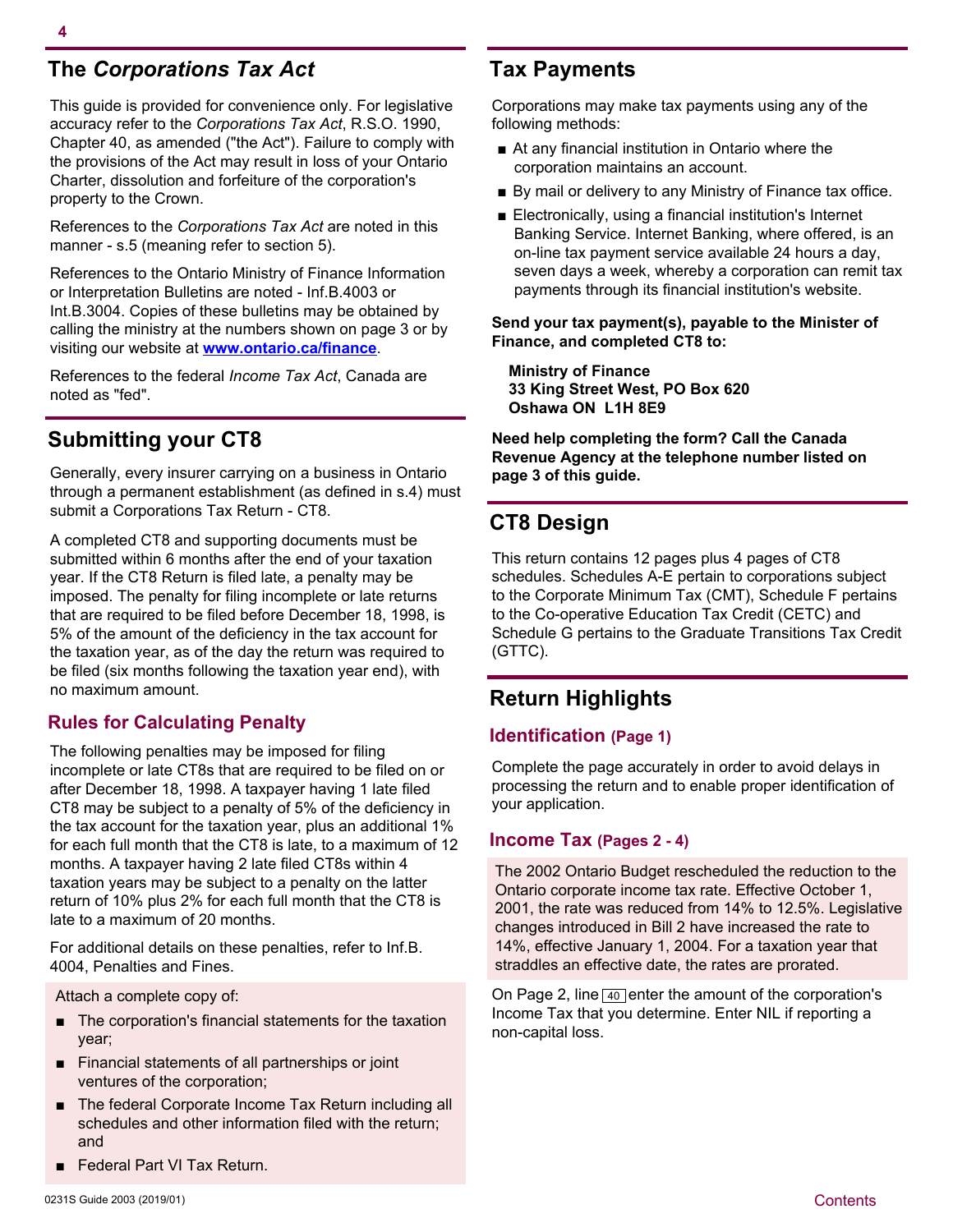## The *Corporations Tax Act*

This guide is provided for convenience only. For legislative accuracy refer to the *Corporations Tax Act*, R.S.O. 1990, Chapter 40, as amended ("the Act"). Failure to comply with the provisions of the Act may result in loss of your Ontario Charter, dissolution and forfeiture of the corporation's property to the Crown.

References to the *Corporations Tax Act* are noted in this manner - s.5 (meaning refer to section 5).

References to the Ontario Ministry of Finance Information or Interpretation Bulletins are noted - Inf.B.4003 or Int.B.3004. Copies of these bulletins may be obtained by calling the ministry at the numbers shown on page 3 or by visiting our website at **www.ontario.ca/finance**.

References to the federal *Income Tax Act*, Canada are noted as "fed".

## Submitting your CT8

Generally, every insurer carrying on a business in Ontario through a permanent establishment (as defined in s.4) must submit a Corporations Tax Return - CT8.

A completed CT8 and supporting documents must be submitted within 6 months after the end of your taxation year. If the CT8 Return is filed late, a penalty may be imposed. The penalty for filing incomplete or late returns that are required to be filed before December 18, 1998, is 5% of the amount of the deficiency in the tax account for the taxation year, as of the day the return was required to be filed (six months following the taxation year end), with no maximum amount.

### Rules for Calculating Penalty

The following penalties may be imposed for filing incomplete or late CT8s that are required to be filed on or after December 18, 1998. A taxpayer having 1 late filed CT8 may be subject to a penalty of 5% of the deficiency in the tax account for the taxation year, plus an additional 1% for each full month that the CT8 is late, to a maximum of 12 months. A taxpayer having 2 late filed CT8s within 4 taxation years may be subject to a penalty on the latter return of 10% plus 2% for each full month that the CT8 is late to a maximum of 20 months.

For additional details on these penalties, refer to Inf.B. 4004, Penalties and Fines.

Attach a complete copy of:

- The corporation's financial statements for the taxation year;
- Financial statements of all partnerships or joint ventures of the corporation;
- The federal Corporate Income Tax Return including all schedules and other information filed with the return; and
- Federal Part VI Tax Return.

## Tax Payments

Corporations may make tax payments using any of the following methods:

- At any financial institution in Ontario where the corporation maintains an account.
- By mail or delivery to any Ministry of Finance tax office.
- Electronically, using a financial institution's Internet Banking Service. Internet Banking, where offered, is an on-line tax payment service available 24 hours a day, seven days a week, whereby a corporation can remit tax payments through its financial institution's website.

**Send your tax payment(s), payable to the Minister of Finance, and completed CT8 to:**

**Ministry of Finance**
**33 King Street West, PO Box 620**
**Oshawa ON L1H 8E9**

**Need help completing the form? Call the Canada Revenue Agency at the telephone number listed on page 3 of this guide.**

## CT8 Design

This return contains 12 pages plus 4 pages of CT8 schedules. Schedules A-E pertain to corporations subject to the Corporate Minimum Tax (CMT), Schedule F pertains to the Co-operative Education Tax Credit (CETC) and Schedule G pertains to the Graduate Transitions Tax Credit (GTTC).

## Return Highlights

### Identification (Page 1)

Complete the page accurately in order to avoid delays in processing the return and to enable proper identification of your application.

### Income Tax (Pages 2 - 4)

The 2002 Ontario Budget rescheduled the reduction to the Ontario corporate income tax rate. Effective October 1, 2001, the rate was reduced from 14% to 12.5%. Legislative changes introduced in Bill 2 have increased the rate to 14%, effective January 1, 2004. For a taxation year that straddles an effective date, the rates are prorated.

On Page 2, line 40 enter the amount of the corporation's Income Tax that you determine. Enter NIL if reporting a non-capital loss.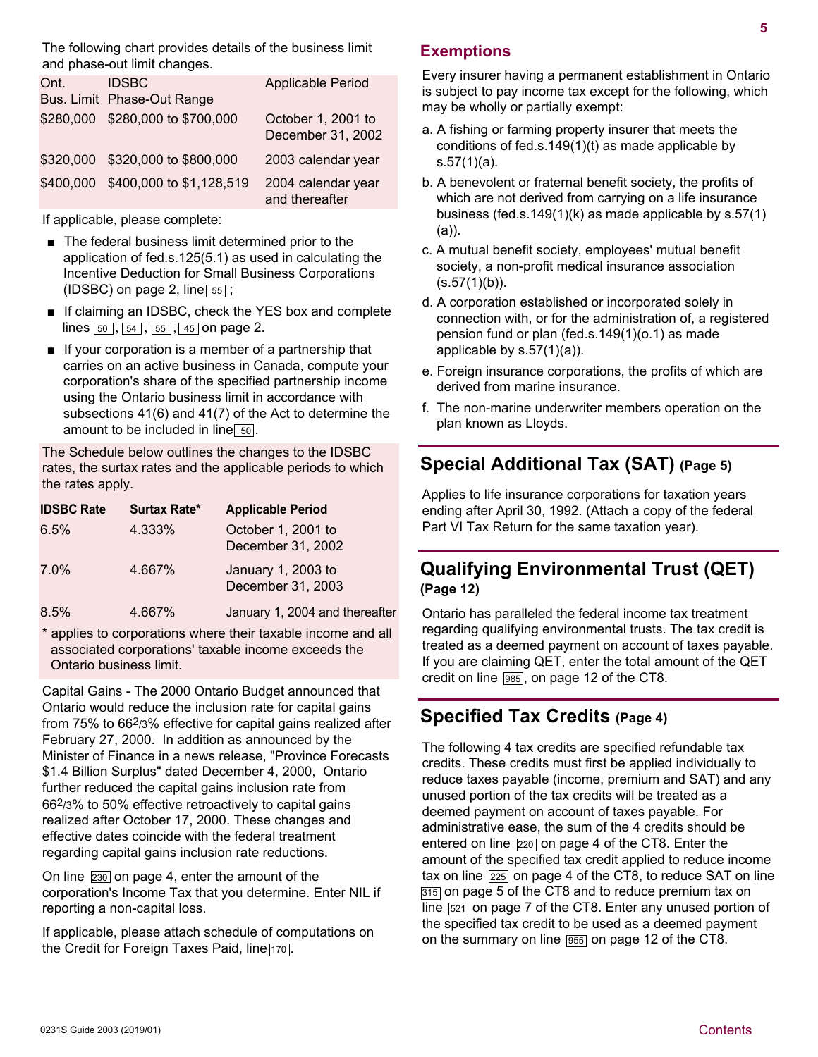The following chart provides details of the business limit and phase-out limit changes.

| Ont. Bus. Limit | IDSBC Phase-Out Range | Applicable Period |
|---|---|---|
| $280,000 | $280,000 to $700,000 | October 1, 2001 to December 31, 2002 |
| $320,000 | $320,000 to $800,000 | 2003 calendar year |
| $400,000 | $400,000 to $1,128,519 | 2004 calendar year and thereafter |

If applicable, please complete:

- The federal business limit determined prior to the application of fed.s.125(5.1) as used in calculating the Incentive Deduction for Small Business Corporations (IDSBC) on page 2, line 55 ;
- If claiming an IDSBC, check the YES box and complete lines 50 , 54 , 55 , 45 on page 2.
- If your corporation is a member of a partnership that carries on an active business in Canada, compute your corporation's share of the specified partnership income using the Ontario business limit in accordance with subsections 41(6) and 41(7) of the Act to determine the amount to be included in line 50 .

The Schedule below outlines the changes to the IDSBC rates, the surtax rates and the applicable periods to which the rates apply.

| IDSBC Rate | Surtax Rate* | Applicable Period |
|---|---|---|
| 6.5% | 4.333% | October 1, 2001 to December 31, 2002 |
| 7.0% | 4.667% | January 1, 2003 to December 31, 2003 |
| 8.5% | 4.667% | January 1, 2004 and thereafter |

* applies to corporations where their taxable income and all associated corporations' taxable income exceeds the Ontario business limit.

Capital Gains - The 2000 Ontario Budget announced that Ontario would reduce the inclusion rate for capital gains from 75% to 66 2/3% effective for capital gains realized after February 27, 2000. In addition as announced by the Minister of Finance in a news release, "Province Forecasts $1.4 Billion Surplus" dated December 4, 2000, Ontario further reduced the capital gains inclusion rate from 66 2/3% to 50% effective retroactively to capital gains realized after October 17, 2000. These changes and effective dates coincide with the federal treatment regarding capital gains inclusion rate reductions.

On line 230 on page 4, enter the amount of the corporation's Income Tax that you determine. Enter NIL if reporting a non-capital loss.

If applicable, please attach schedule of computations on the Credit for Foreign Taxes Paid, line 170 .

## Exemptions

Every insurer having a permanent establishment in Ontario is subject to pay income tax except for the following, which may be wholly or partially exempt:

a. A fishing or farming property insurer that meets the conditions of fed.s.149(1)(t) as made applicable by s.57(1)(a).

b. A benevolent or fraternal benefit society, the profits of which are not derived from carrying on a life insurance business (fed.s.149(1)(k) as made applicable by s.57(1)(a)).

c. A mutual benefit society, employees' mutual benefit society, a non-profit medical insurance association (s.57(1)(b)).

d. A corporation established or incorporated solely in connection with, or for the administration of, a registered pension fund or plan (fed.s.149(1)(o.1) as made applicable by s.57(1)(a)).

e. Foreign insurance corporations, the profits of which are derived from marine insurance.

f. The non-marine underwriter members operation on the plan known as Lloyds.

## Special Additional Tax (SAT) (Page 5)

Applies to life insurance corporations for taxation years ending after April 30, 1992. (Attach a copy of the federal Part VI Tax Return for the same taxation year).

## Qualifying Environmental Trust (QET) (Page 12)

Ontario has paralleled the federal income tax treatment regarding qualifying environmental trusts. The tax credit is treated as a deemed payment on account of taxes payable. If you are claiming QET, enter the total amount of the QET credit on line 985, on page 12 of the CT8.

## Specified Tax Credits (Page 4)

The following 4 tax credits are specified refundable tax credits. These credits must first be applied individually to reduce taxes payable (income, premium and SAT) and any unused portion of the tax credits will be treated as a deemed payment on account of taxes payable. For administrative ease, the sum of the 4 credits should be entered on line 220 on page 4 of the CT8. Enter the amount of the specified tax credit applied to reduce income tax on line 225 on page 4 of the CT8, to reduce SAT on line 315 on page 5 of the CT8 and to reduce premium tax on line 521 on page 7 of the CT8. Enter any unused portion of the specified tax credit to be used as a deemed payment on the summary on line 955 on page 12 of the CT8.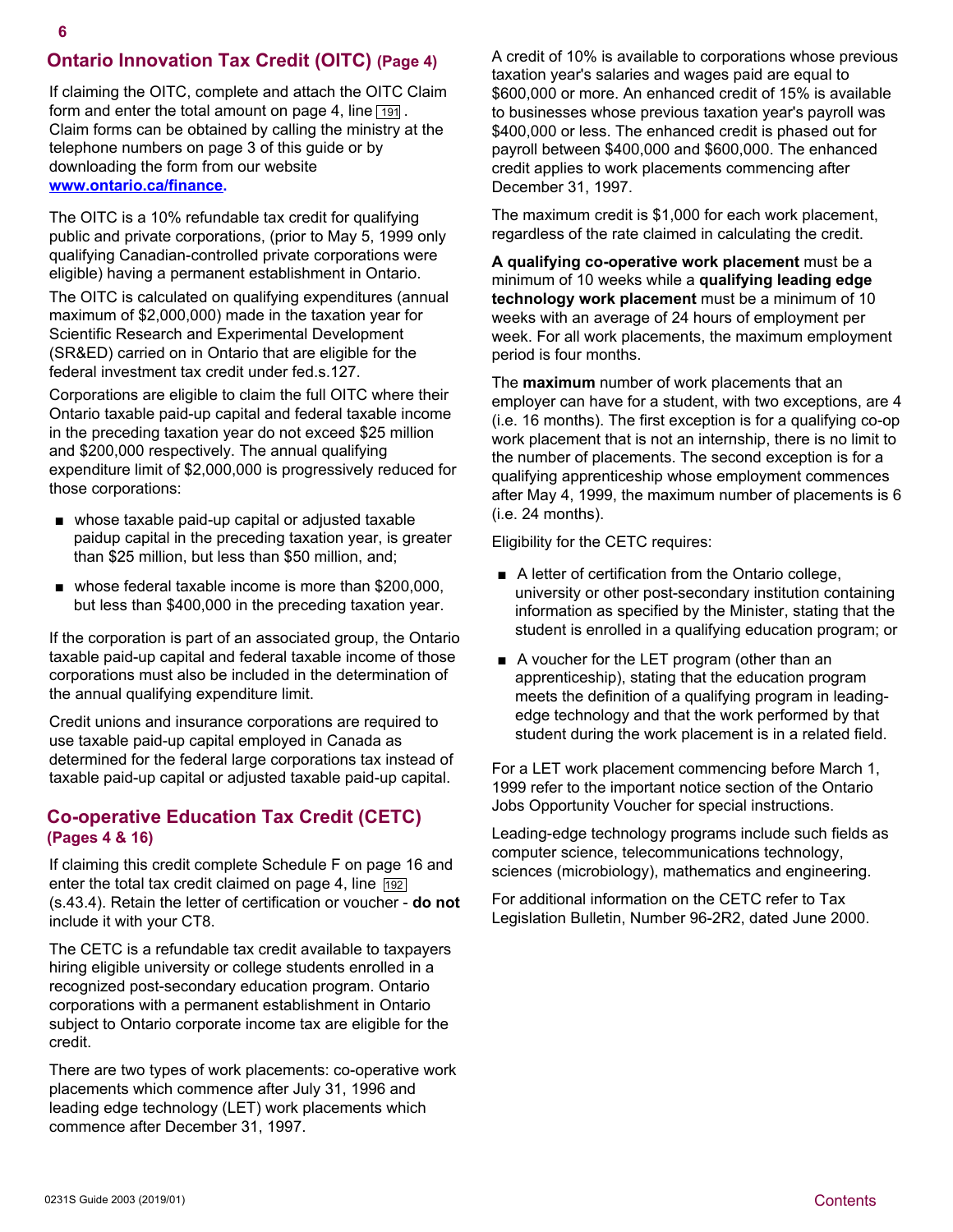## Ontario Innovation Tax Credit (OITC) (Page 4)

If claiming the OITC, complete and attach the OITC Claim form and enter the total amount on page 4, line 191. Claim forms can be obtained by calling the ministry at the telephone numbers on page 3 of this guide or by downloading the form from our website **www.ontario.ca/finance.**

The OITC is a 10% refundable tax credit for qualifying public and private corporations, (prior to May 5, 1999 only qualifying Canadian-controlled private corporations were eligible) having a permanent establishment in Ontario.

The OITC is calculated on qualifying expenditures (annual maximum of $2,000,000) made in the taxation year for Scientific Research and Experimental Development (SR&ED) carried on in Ontario that are eligible for the federal investment tax credit under fed.s.127.

Corporations are eligible to claim the full OITC where their Ontario taxable paid-up capital and federal taxable income in the preceding taxation year do not exceed $25 million and $200,000 respectively. The annual qualifying expenditure limit of $2,000,000 is progressively reduced for those corporations:

- whose taxable paid-up capital or adjusted taxable paidup capital in the preceding taxation year, is greater than $25 million, but less than $50 million, and;
- whose federal taxable income is more than $200,000, but less than $400,000 in the preceding taxation year.

If the corporation is part of an associated group, the Ontario taxable paid-up capital and federal taxable income of those corporations must also be included in the determination of the annual qualifying expenditure limit.

Credit unions and insurance corporations are required to use taxable paid-up capital employed in Canada as determined for the federal large corporations tax instead of taxable paid-up capital or adjusted taxable paid-up capital.

## Co-operative Education Tax Credit (CETC) (Pages 4 & 16)

If claiming this credit complete Schedule F on page 16 and enter the total tax credit claimed on page 4, line 192 (s.43.4). Retain the letter of certification or voucher - **do not** include it with your CT8.

The CETC is a refundable tax credit available to taxpayers hiring eligible university or college students enrolled in a recognized post-secondary education program. Ontario corporations with a permanent establishment in Ontario subject to Ontario corporate income tax are eligible for the credit.

There are two types of work placements: co-operative work placements which commence after July 31, 1996 and leading edge technology (LET) work placements which commence after December 31, 1997.

A credit of 10% is available to corporations whose previous taxation year's salaries and wages paid are equal to $600,000 or more. An enhanced credit of 15% is available to businesses whose previous taxation year's payroll was $400,000 or less. The enhanced credit is phased out for payroll between $400,000 and $600,000. The enhanced credit applies to work placements commencing after December 31, 1997.

The maximum credit is $1,000 for each work placement, regardless of the rate claimed in calculating the credit.

**A qualifying co-operative work placement** must be a minimum of 10 weeks while a **qualifying leading edge technology work placement** must be a minimum of 10 weeks with an average of 24 hours of employment per week. For all work placements, the maximum employment period is four months.

The **maximum** number of work placements that an employer can have for a student, with two exceptions, are 4 (i.e. 16 months). The first exception is for a qualifying co-op work placement that is not an internship, there is no limit to the number of placements. The second exception is for a qualifying apprenticeship whose employment commences after May 4, 1999, the maximum number of placements is 6 (i.e. 24 months).

Eligibility for the CETC requires:

- A letter of certification from the Ontario college, university or other post-secondary institution containing information as specified by the Minister, stating that the student is enrolled in a qualifying education program; or
- A voucher for the LET program (other than an apprenticeship), stating that the education program meets the definition of a qualifying program in leading-edge technology and that the work performed by that student during the work placement is in a related field.

For a LET work placement commencing before March 1, 1999 refer to the important notice section of the Ontario Jobs Opportunity Voucher for special instructions.

Leading-edge technology programs include such fields as computer science, telecommunications technology, sciences (microbiology), mathematics and engineering.

For additional information on the CETC refer to Tax Legislation Bulletin, Number 96-2R2, dated June 2000.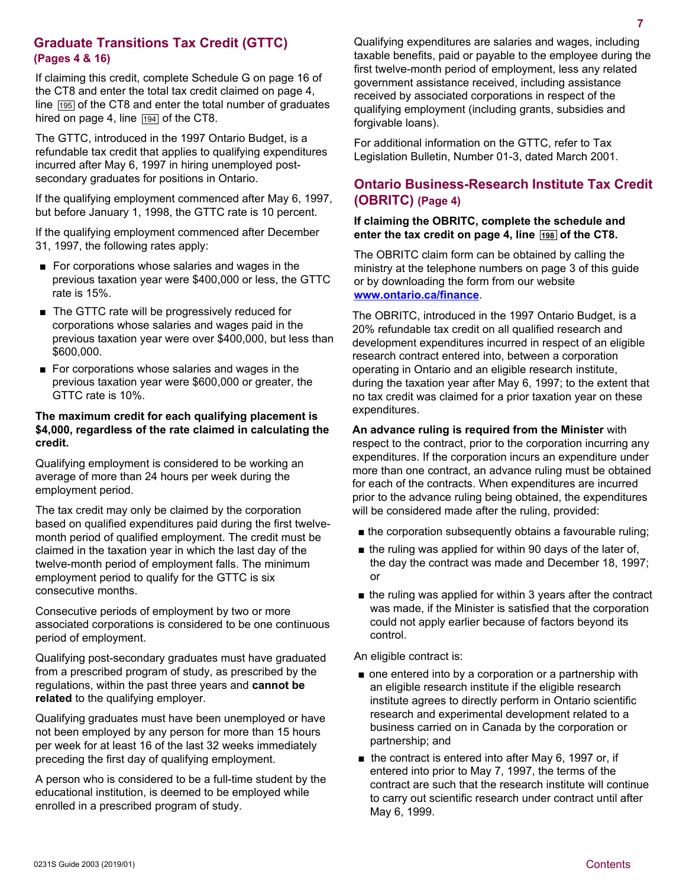## Graduate Transitions Tax Credit (GTTC) (Pages 4 & 16)

If claiming this credit, complete Schedule G on page 16 of the CT8 and enter the total tax credit claimed on page 4, line 195 of the CT8 and enter the total number of graduates hired on page 4, line 194 of the CT8.

The GTTC, introduced in the 1997 Ontario Budget, is a refundable tax credit that applies to qualifying expenditures incurred after May 6, 1997 in hiring unemployed post-secondary graduates for positions in Ontario.

If the qualifying employment commenced after May 6, 1997, but before January 1, 1998, the GTTC rate is 10 percent.

If the qualifying employment commenced after December 31, 1997, the following rates apply:

- For corporations whose salaries and wages in the previous taxation year were $400,000 or less, the GTTC rate is 15%.
- The GTTC rate will be progressively reduced for corporations whose salaries and wages paid in the previous taxation year were over $400,000, but less than $600,000.
- For corporations whose salaries and wages in the previous taxation year were $600,000 or greater, the GTTC rate is 10%.

**The maximum credit for each qualifying placement is $4,000, regardless of the rate claimed in calculating the credit.**

Qualifying employment is considered to be working an average of more than 24 hours per week during the employment period.

The tax credit may only be claimed by the corporation based on qualified expenditures paid during the first twelve-month period of qualified employment. The credit must be claimed in the taxation year in which the last day of the twelve-month period of employment falls. The minimum employment period to qualify for the GTTC is six consecutive months.

Consecutive periods of employment by two or more associated corporations is considered to be one continuous period of employment.

Qualifying post-secondary graduates must have graduated from a prescribed program of study, as prescribed by the regulations, within the past three years and **cannot be related** to the qualifying employer.

Qualifying graduates must have been unemployed or have not been employed by any person for more than 15 hours per week for at least 16 of the last 32 weeks immediately preceding the first day of qualifying employment.

A person who is considered to be a full-time student by the educational institution, is deemed to be employed while enrolled in a prescribed program of study.

Qualifying expenditures are salaries and wages, including taxable benefits, paid or payable to the employee during the first twelve-month period of employment, less any related government assistance received, including assistance received by associated corporations in respect of the qualifying employment (including grants, subsidies and forgivable loans).

For additional information on the GTTC, refer to Tax Legislation Bulletin, Number 01-3, dated March 2001.

## Ontario Business-Research Institute Tax Credit (OBRITC) (Page 4)

**If claiming the OBRITC, complete the schedule and enter the tax credit on page 4, line 198 of the CT8.**

The OBRITC claim form can be obtained by calling the ministry at the telephone numbers on page 3 of this guide or by downloading the form from our website **www.ontario.ca/finance**.

The OBRITC, introduced in the 1997 Ontario Budget, is a 20% refundable tax credit on all qualified research and development expenditures incurred in respect of an eligible research contract entered into, between a corporation operating in Ontario and an eligible research institute, during the taxation year after May 6, 1997; to the extent that no tax credit was claimed for a prior taxation year on these expenditures.

**An advance ruling is required from the Minister** with respect to the contract, prior to the corporation incurring any expenditures. If the corporation incurs an expenditure under more than one contract, an advance ruling must be obtained for each of the contracts. When expenditures are incurred prior to the advance ruling being obtained, the expenditures will be considered made after the ruling, provided:

- the corporation subsequently obtains a favourable ruling;
- the ruling was applied for within 90 days of the later of, the day the contract was made and December 18, 1997; or
- the ruling was applied for within 3 years after the contract was made, if the Minister is satisfied that the corporation could not apply earlier because of factors beyond its control.

An eligible contract is:

- one entered into by a corporation or a partnership with an eligible research institute if the eligible research institute agrees to directly perform in Ontario scientific research and experimental development related to a business carried on in Canada by the corporation or partnership; and
- the contract is entered into after May 6, 1997 or, if entered into prior to May 7, 1997, the terms of the contract are such that the research institute will continue to carry out scientific research under contract until after May 6, 1999.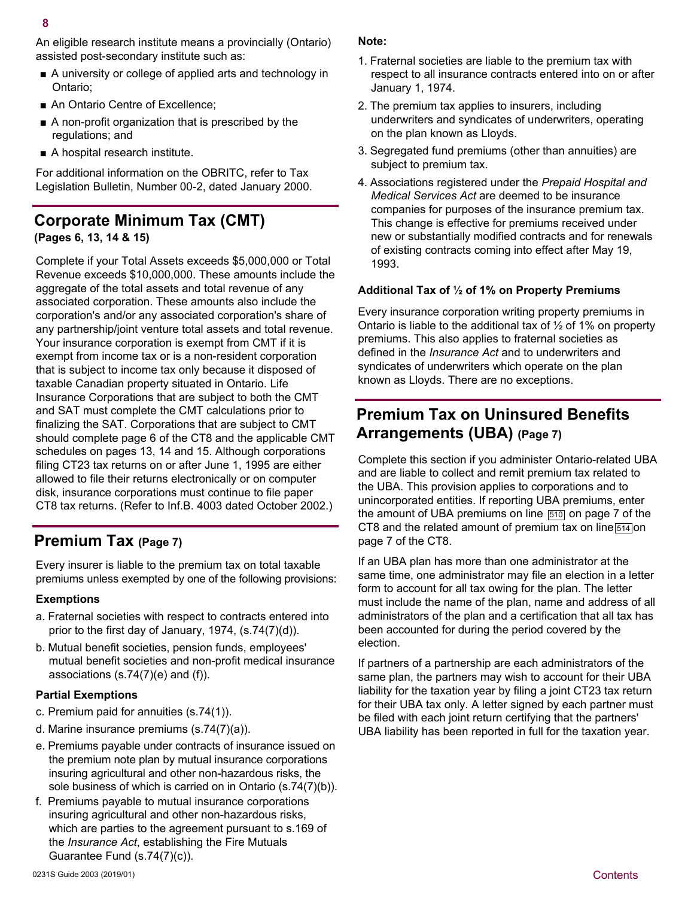An eligible research institute means a provincially (Ontario) assisted post-secondary institute such as:

- A university or college of applied arts and technology in Ontario;
- An Ontario Centre of Excellence;
- A non-profit organization that is prescribed by the regulations; and
- A hospital research institute.

For additional information on the OBRITC, refer to Tax Legislation Bulletin, Number 00-2, dated January 2000.

## Corporate Minimum Tax (CMT)

**(Pages 6, 13, 14 & 15)**

Complete if your Total Assets exceeds $5,000,000 or Total Revenue exceeds $10,000,000. These amounts include the aggregate of the total assets and total revenue of any associated corporation. These amounts also include the corporation's and/or any associated corporation's share of any partnership/joint venture total assets and total revenue. Your insurance corporation is exempt from CMT if it is exempt from income tax or is a non-resident corporation that is subject to income tax only because it disposed of taxable Canadian property situated in Ontario. Life Insurance Corporations that are subject to both the CMT and SAT must complete the CMT calculations prior to finalizing the SAT. Corporations that are subject to CMT should complete page 6 of the CT8 and the applicable CMT schedules on pages 13, 14 and 15. Although corporations filing CT23 tax returns on or after June 1, 1995 are either allowed to file their returns electronically or on computer disk, insurance corporations must continue to file paper CT8 tax returns. (Refer to Inf.B. 4003 dated October 2002.)

## Premium Tax (Page 7)

Every insurer is liable to the premium tax on total taxable premiums unless exempted by one of the following provisions:

### Exemptions

a. Fraternal societies with respect to contracts entered into prior to the first day of January, 1974, (s.74(7)(d)).

b. Mutual benefit societies, pension funds, employees' mutual benefit societies and non-profit medical insurance associations (s.74(7)(e) and (f)).

### Partial Exemptions

c. Premium paid for annuities (s.74(1)).

d. Marine insurance premiums (s.74(7)(a)).

e. Premiums payable under contracts of insurance issued on the premium note plan by mutual insurance corporations insuring agricultural and other non-hazardous risks, the sole business of which is carried on in Ontario (s.74(7)(b)).

f. Premiums payable to mutual insurance corporations insuring agricultural and other non-hazardous risks, which are parties to the agreement pursuant to s.169 of the *Insurance Act*, establishing the Fire Mutuals Guarantee Fund (s.74(7)(c)).

**Note:**

1. Fraternal societies are liable to the premium tax with respect to all insurance contracts entered into on or after January 1, 1974.
2. The premium tax applies to insurers, including underwriters and syndicates of underwriters, operating on the plan known as Lloyds.
3. Segregated fund premiums (other than annuities) are subject to premium tax.
4. Associations registered under the *Prepaid Hospital and Medical Services Act* are deemed to be insurance companies for purposes of the insurance premium tax. This change is effective for premiums received under new or substantially modified contracts and for renewals of existing contracts coming into effect after May 19, 1993.

**Additional Tax of ½ of 1% on Property Premiums**

Every insurance corporation writing property premiums in Ontario is liable to the additional tax of ½ of 1% on property premiums. This also applies to fraternal societies as defined in the *Insurance Act* and to underwriters and syndicates of underwriters which operate on the plan known as Lloyds. There are no exceptions.

## Premium Tax on Uninsured Benefits Arrangements (UBA) (Page 7)

Complete this section if you administer Ontario-related UBA and are liable to collect and remit premium tax related to the UBA. This provision applies to corporations and to unincorporated entities. If reporting UBA premiums, enter the amount of UBA premiums on line 510 on page 7 of the CT8 and the related amount of premium tax on line 514 on page 7 of the CT8.

If an UBA plan has more than one administrator at the same time, one administrator may file an election in a letter form to account for all tax owing for the plan. The letter must include the name of the plan, name and address of all administrators of the plan and a certification that all tax has been accounted for during the period covered by the election.

If partners of a partnership are each administrators of the same plan, the partners may wish to account for their UBA liability for the taxation year by filing a joint CT23 tax return for their UBA tax only. A letter signed by each partner must be filed with each joint return certifying that the partners' UBA liability has been reported in full for the taxation year.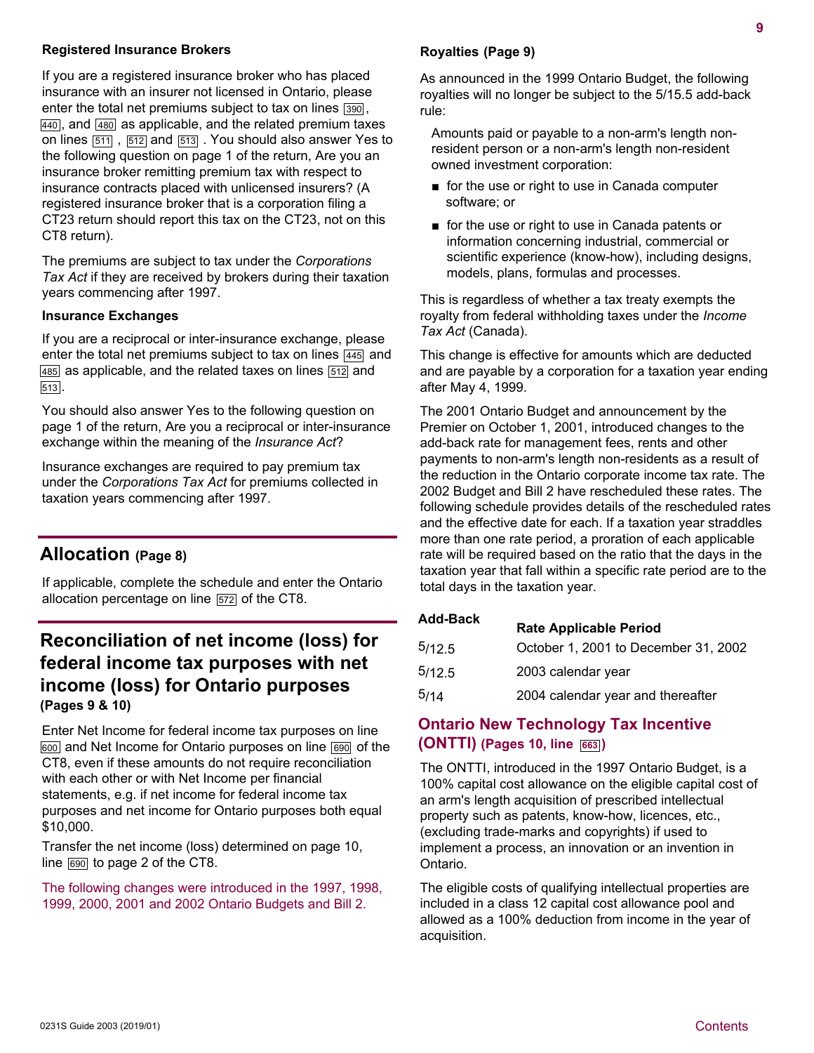### Registered Insurance Brokers

If you are a registered insurance broker who has placed insurance with an insurer not licensed in Ontario, please enter the total net premiums subject to tax on lines 390, 440, and 480 as applicable, and the related premium taxes on lines 511, 512 and 513. You should also answer Yes to the following question on page 1 of the return, Are you an insurance broker remitting premium tax with respect to insurance contracts placed with unlicensed insurers? (A registered insurance broker that is a corporation filing a CT23 return should report this tax on the CT23, not on this CT8 return).

The premiums are subject to tax under the *Corporations Tax Act* if they are received by brokers during their taxation years commencing after 1997.

### Insurance Exchanges

If you are a reciprocal or inter-insurance exchange, please enter the total net premiums subject to tax on lines 445 and 485 as applicable, and the related taxes on lines 512 and 513.

You should also answer Yes to the following question on page 1 of the return, Are you a reciprocal or inter-insurance exchange within the meaning of the *Insurance Act*?

Insurance exchanges are required to pay premium tax under the *Corporations Tax Act* for premiums collected in taxation years commencing after 1997.

## Allocation (Page 8)

If applicable, complete the schedule and enter the Ontario allocation percentage on line 572 of the CT8.

## Reconciliation of net income (loss) for federal income tax purposes with net income (loss) for Ontario purposes (Pages 9 & 10)

Enter Net Income for federal income tax purposes on line 600 and Net Income for Ontario purposes on line 690 of the CT8, even if these amounts do not require reconciliation with each other or with Net Income per financial statements, e.g. if net income for federal income tax purposes and net income for Ontario purposes both equal $10,000.

Transfer the net income (loss) determined on page 10, line 690 to page 2 of the CT8.

The following changes were introduced in the 1997, 1998, 1999, 2000, 2001 and 2002 Ontario Budgets and Bill 2.

### Royalties (Page 9)

As announced in the 1999 Ontario Budget, the following royalties will no longer be subject to the 5/15.5 add-back rule:

Amounts paid or payable to a non-arm's length non-resident person or a non-arm's length non-resident owned investment corporation:

- for the use or right to use in Canada computer software; or
- for the use or right to use in Canada patents or information concerning industrial, commercial or scientific experience (know-how), including designs, models, plans, formulas and processes.

This is regardless of whether a tax treaty exempts the royalty from federal withholding taxes under the *Income Tax Act* (Canada).

This change is effective for amounts which are deducted and are payable by a corporation for a taxation year ending after May 4, 1999.

The 2001 Ontario Budget and announcement by the Premier on October 1, 2001, introduced changes to the add-back rate for management fees, rents and other payments to non-arm's length non-residents as a result of the reduction in the Ontario corporate income tax rate. The 2002 Budget and Bill 2 have rescheduled these rates. The following schedule provides details of the rescheduled rates and the effective date for each. If a taxation year straddles more than one rate period, a proration of each applicable rate will be required based on the ratio that the days in the taxation year that fall within a specific rate period are to the total days in the taxation year.

| Add-Back | Rate Applicable Period |
|---|---|
| 5/12.5 | October 1, 2001 to December 31, 2002 |
| 5/12.5 | 2003 calendar year |
| 5/14 | 2004 calendar year and thereafter |

### Ontario New Technology Tax Incentive (ONTTI) (Pages 10, line 663)

The ONTTI, introduced in the 1997 Ontario Budget, is a 100% capital cost allowance on the eligible capital cost of an arm's length acquisition of prescribed intellectual property such as patents, know-how, licences, etc., (excluding trade-marks and copyrights) if used to implement a process, an innovation or an invention in Ontario.

The eligible costs of qualifying intellectual properties are included in a class 12 capital cost allowance pool and allowed as a 100% deduction from income in the year of acquisition.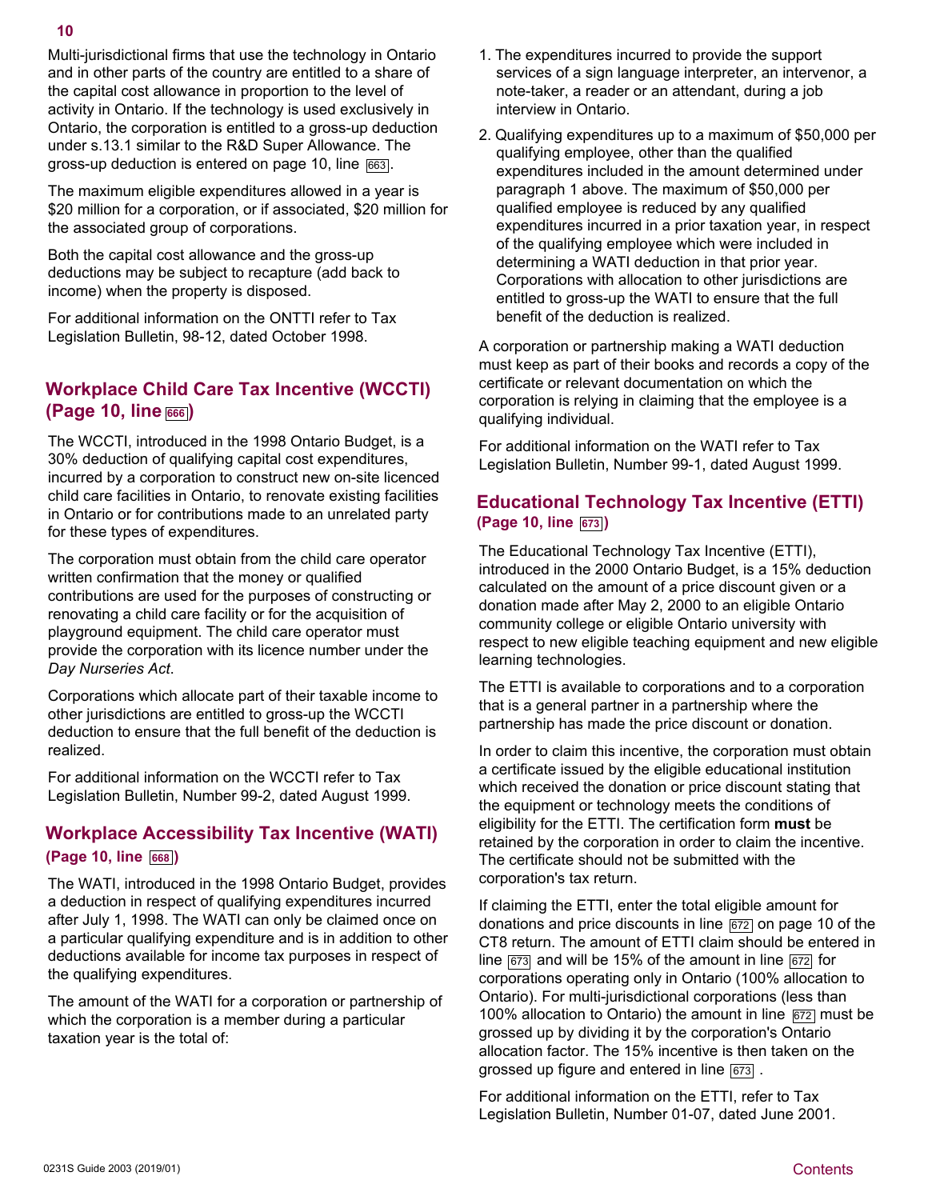Multi-jurisdictional firms that use the technology in Ontario and in other parts of the country are entitled to a share of the capital cost allowance in proportion to the level of activity in Ontario. If the technology is used exclusively in Ontario, the corporation is entitled to a gross-up deduction under s.13.1 similar to the R&D Super Allowance. The gross-up deduction is entered on page 10, line 663.

The maximum eligible expenditures allowed in a year is $20 million for a corporation, or if associated, $20 million for the associated group of corporations.

Both the capital cost allowance and the gross-up deductions may be subject to recapture (add back to income) when the property is disposed.

For additional information on the ONTTI refer to Tax Legislation Bulletin, 98-12, dated October 1998.

## Workplace Child Care Tax Incentive (WCCTI) (Page 10, line 666)

The WCCTI, introduced in the 1998 Ontario Budget, is a 30% deduction of qualifying capital cost expenditures, incurred by a corporation to construct new on-site licenced child care facilities in Ontario, to renovate existing facilities in Ontario or for contributions made to an unrelated party for these types of expenditures.

The corporation must obtain from the child care operator written confirmation that the money or qualified contributions are used for the purposes of constructing or renovating a child care facility or for the acquisition of playground equipment. The child care operator must provide the corporation with its licence number under the *Day Nurseries Act*.

Corporations which allocate part of their taxable income to other jurisdictions are entitled to gross-up the WCCTI deduction to ensure that the full benefit of the deduction is realized.

For additional information on the WCCTI refer to Tax Legislation Bulletin, Number 99-2, dated August 1999.

## Workplace Accessibility Tax Incentive (WATI) (Page 10, line 668)

The WATI, introduced in the 1998 Ontario Budget, provides a deduction in respect of qualifying expenditures incurred after July 1, 1998. The WATI can only be claimed once on a particular qualifying expenditure and is in addition to other deductions available for income tax purposes in respect of the qualifying expenditures.

The amount of the WATI for a corporation or partnership of which the corporation is a member during a particular taxation year is the total of:

1. The expenditures incurred to provide the support services of a sign language interpreter, an intervenor, a note-taker, a reader or an attendant, during a job interview in Ontario.
2. Qualifying expenditures up to a maximum of $50,000 per qualifying employee, other than the qualified expenditures included in the amount determined under paragraph 1 above. The maximum of $50,000 per qualified employee is reduced by any qualified expenditures incurred in a prior taxation year, in respect of the qualifying employee which were included in determining a WATI deduction in that prior year. Corporations with allocation to other jurisdictions are entitled to gross-up the WATI to ensure that the full benefit of the deduction is realized.

A corporation or partnership making a WATI deduction must keep as part of their books and records a copy of the certificate or relevant documentation on which the corporation is relying in claiming that the employee is a qualifying individual.

For additional information on the WATI refer to Tax Legislation Bulletin, Number 99-1, dated August 1999.

## Educational Technology Tax Incentive (ETTI) (Page 10, line 673)

The Educational Technology Tax Incentive (ETTI), introduced in the 2000 Ontario Budget, is a 15% deduction calculated on the amount of a price discount given or a donation made after May 2, 2000 to an eligible Ontario community college or eligible Ontario university with respect to new eligible teaching equipment and new eligible learning technologies.

The ETTI is available to corporations and to a corporation that is a general partner in a partnership where the partnership has made the price discount or donation.

In order to claim this incentive, the corporation must obtain a certificate issued by the eligible educational institution which received the donation or price discount stating that the equipment or technology meets the conditions of eligibility for the ETTI. The certification form **must** be retained by the corporation in order to claim the incentive. The certificate should not be submitted with the corporation's tax return.

If claiming the ETTI, enter the total eligible amount for donations and price discounts in line 672 on page 10 of the CT8 return. The amount of ETTI claim should be entered in line 673 and will be 15% of the amount in line 672 for corporations operating only in Ontario (100% allocation to Ontario). For multi-jurisdictional corporations (less than 100% allocation to Ontario) the amount in line 672 must be grossed up by dividing it by the corporation's Ontario allocation factor. The 15% incentive is then taken on the grossed up figure and entered in line 673 .

For additional information on the ETTI, refer to Tax Legislation Bulletin, Number 01-07, dated June 2001.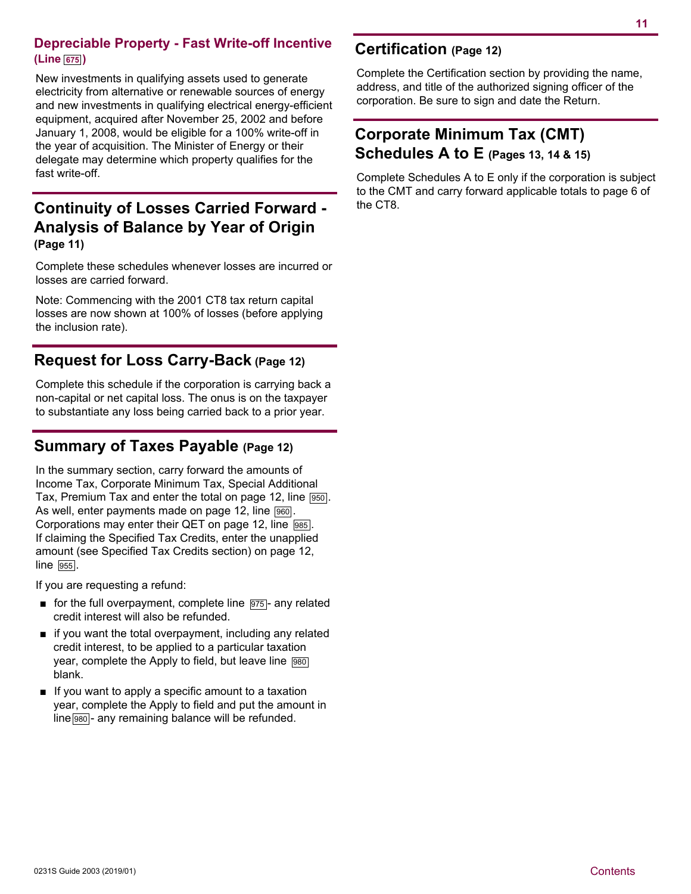### Depreciable Property - Fast Write-off Incentive (Line 675)

New investments in qualifying assets used to generate electricity from alternative or renewable sources of energy and new investments in qualifying electrical energy-efficient equipment, acquired after November 25, 2002 and before January 1, 2008, would be eligible for a 100% write-off in the year of acquisition. The Minister of Energy or their delegate may determine which property qualifies for the fast write-off.

## Continuity of Losses Carried Forward - Analysis of Balance by Year of Origin (Page 11)

Complete these schedules whenever losses are incurred or losses are carried forward.

Note: Commencing with the 2001 CT8 tax return capital losses are now shown at 100% of losses (before applying the inclusion rate).

## Request for Loss Carry-Back (Page 12)

Complete this schedule if the corporation is carrying back a non-capital or net capital loss. The onus is on the taxpayer to substantiate any loss being carried back to a prior year.

## Summary of Taxes Payable (Page 12)

In the summary section, carry forward the amounts of Income Tax, Corporate Minimum Tax, Special Additional Tax, Premium Tax and enter the total on page 12, line 950. As well, enter payments made on page 12, line 960. Corporations may enter their QET on page 12, line 985. If claiming the Specified Tax Credits, enter the unapplied amount (see Specified Tax Credits section) on page 12, line 955.

If you are requesting a refund:

- for the full overpayment, complete line 975- any related credit interest will also be refunded.
- if you want the total overpayment, including any related credit interest, to be applied to a particular taxation year, complete the Apply to field, but leave line 980 blank.
- If you want to apply a specific amount to a taxation year, complete the Apply to field and put the amount in line 980- any remaining balance will be refunded.

## Certification (Page 12)

Complete the Certification section by providing the name, address, and title of the authorized signing officer of the corporation. Be sure to sign and date the Return.

## Corporate Minimum Tax (CMT) Schedules A to E (Pages 13, 14 & 15)

Complete Schedules A to E only if the corporation is subject to the CMT and carry forward applicable totals to page 6 of the CT8.